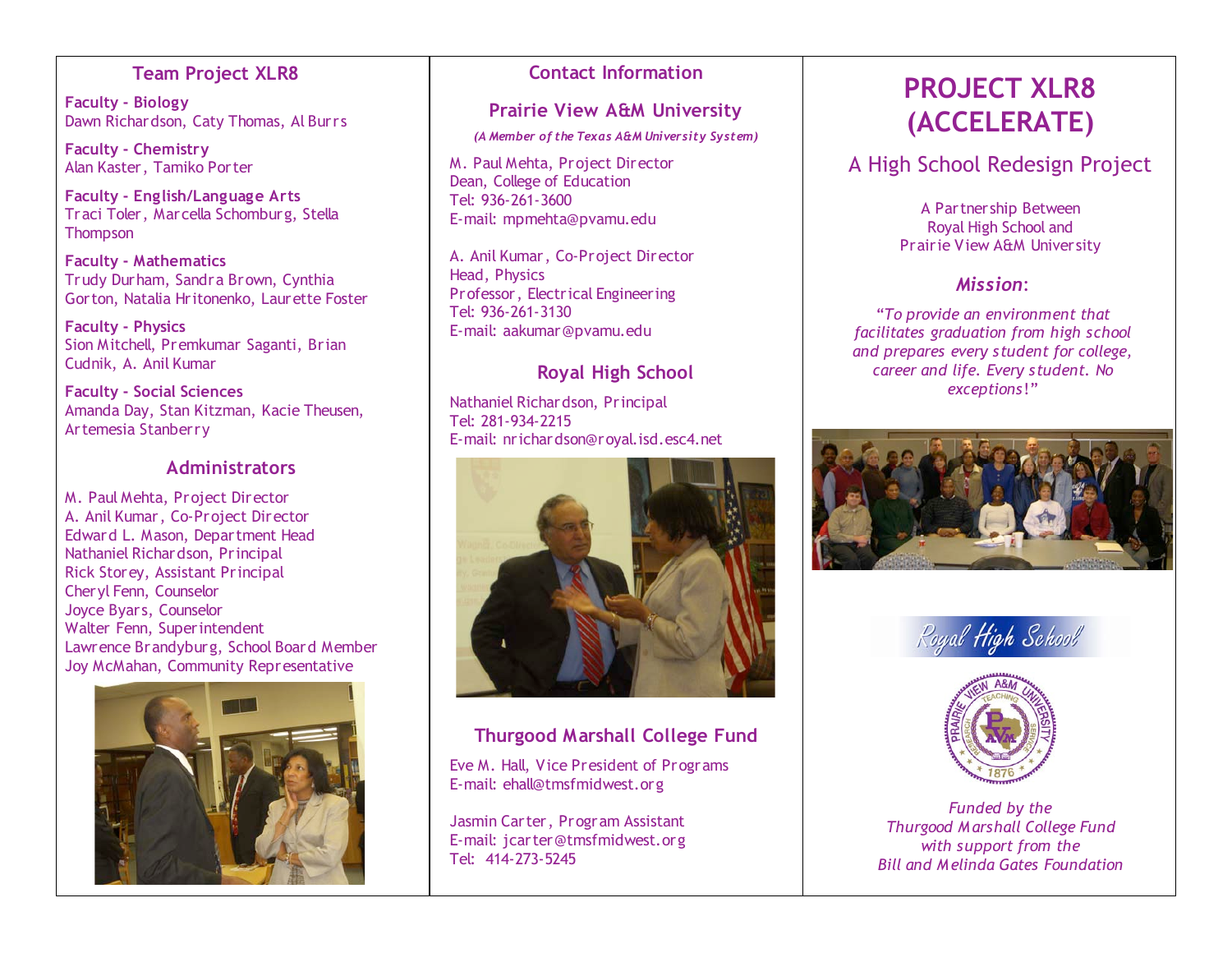## Team Project XLR8

**Faculty - Biology**
Dawn Richardson, Caty Thomas, Al Burrs

**Faculty - Chemistry**
Alan Kaster, Tamiko Porter

**Faculty - English/Language Arts**
Traci Toler, Marcella Schomburg, Stella Thompson

**Faculty - Mathematics**
Trudy Durham, Sandra Brown, Cynthia Gorton, Natalia Hritonenko, Laurette Foster

**Faculty - Physics**
Sion Mitchell, Premkumar Saganti, Brian Cudnik, A. Anil Kumar

**Faculty - Social Sciences**
Amanda Day, Stan Kitzman, Kacie Theusen, Artemesia Stanberry

## Administrators

M. Paul Mehta, Project Director
A. Anil Kumar, Co-Project Director
Edward L. Mason, Department Head
Nathaniel Richardson, Principal
Rick Storey, Assistant Principal
Cheryl Fenn, Counselor
Joyce Byars, Counselor
Walter Fenn, Superintendent
Lawrence Brandyburg, School Board Member
Joy McMahan, Community Representative

## Contact Information

### Prairie View A&M University

*(A Member of the Texas A&M University System)*

M. Paul Mehta, Project Director
Dean, College of Education
Tel: 936-261-3600
E-mail: mpmehta@pvamu.edu

A. Anil Kumar, Co-Project Director
Head, Physics
Professor, Electrical Engineering
Tel: 936-261-3130
E-mail: aakumar@pvamu.edu

### Royal High School

Nathaniel Richardson, Principal
Tel: 281-934-2215
E-mail: nrichardson@royal.isd.esc4.net

### Thurgood Marshall College Fund

Eve M. Hall, Vice President of Programs
E-mail: ehall@tmsfmidwest.org

Jasmin Carter, Program Assistant
E-mail: jcarter@tmsfmidwest.org
Tel: 414-273-5245

# PROJECT XLR8 (ACCELERATE)

## A High School Redesign Project

A Partnership Between
Royal High School and
Prairie View A&M University

### *Mission*:

*"To provide an environment that facilitates graduation from high school and prepares every student for college, career and life. Every student. No exceptions!"*

*Funded by the*
*Thurgood Marshall College Fund*
*with support from the*
*Bill and Melinda Gates Foundation*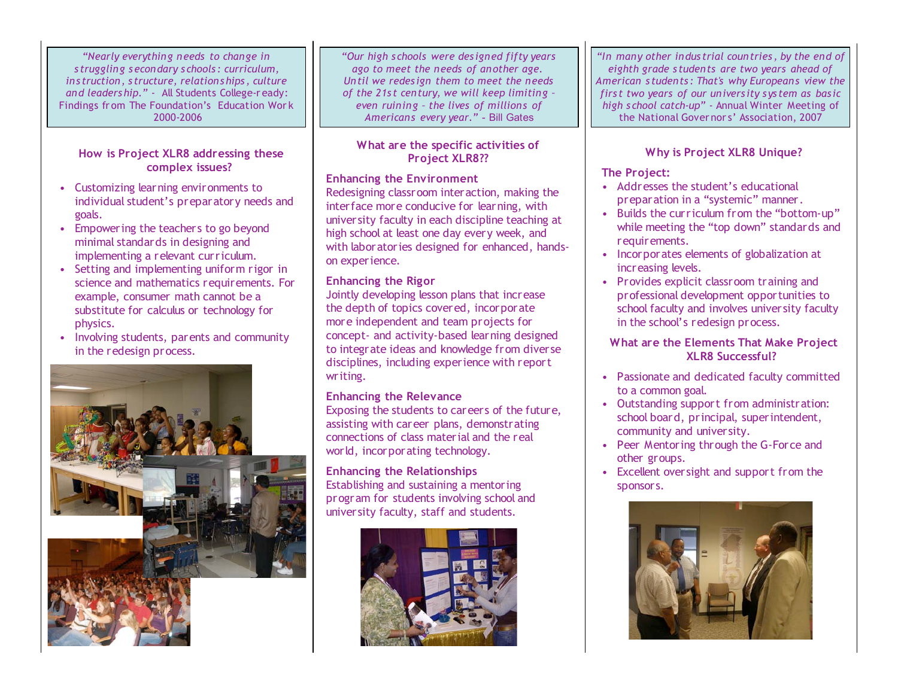*"Nearly everything needs to change in struggling secondary schools: curriculum, instruction, structure, relationships, culture and leadership."* - All Students College-ready: Findings from The Foundation's Education Work 2000-2006

### How is Project XLR8 addressing these complex issues?

- Customizing learning environments to individual student's preparatory needs and goals.
- Empowering the teachers to go beyond minimal standards in designing and implementing a relevant curriculum.
- Setting and implementing uniform rigor in science and mathematics requirements. For example, consumer math cannot be a substitute for calculus or technology for physics.
- Involving students, parents and community in the redesign process.

*"Our high schools were designed fifty years ago to meet the needs of another age. Until we redesign them to meet the needs of the 21st century, we will keep limiting – even ruining – the lives of millions of Americans every year."* – Bill Gates

### What are the specific activities of Project XLR8??

**Enhancing the Environment**

Redesigning classroom interaction, making the interface more conducive for learning, with university faculty in each discipline teaching at high school at least one day every week, and with laboratories designed for enhanced, hands-on experience.

**Enhancing the Rigor**

Jointly developing lesson plans that increase the depth of topics covered, incorporate more independent and team projects for concept- and activity-based learning designed to integrate ideas and knowledge from diverse disciplines, including experience with report writing.

**Enhancing the Relevance**

Exposing the students to careers of the future, assisting with career plans, demonstrating connections of class material and the real world, incorporating technology.

**Enhancing the Relationships**

Establishing and sustaining a mentoring program for students involving school and university faculty, staff and students.

*"In many other industrial countries, by the end of eighth grade students are two years ahead of American students: That's why Europeans view the first two years of our university system as basic high school catch-up"* - Annual Winter Meeting of the National Governors' Association, 2007

### Why is Project XLR8 Unique?

**The Project:**

- Addresses the student's educational preparation in a "systemic" manner.
- Builds the curriculum from the "bottom-up" while meeting the "top down" standards and requirements.
- Incorporates elements of globalization at increasing levels.
- Provides explicit classroom training and professional development opportunities to school faculty and involves university faculty in the school's redesign process.

### What are the Elements That Make Project XLR8 Successful?

- Passionate and dedicated faculty committed to a common goal.
- Outstanding support from administration: school board, principal, superintendent, community and university.
- Peer Mentoring through the G-Force and other groups.
- Excellent oversight and support from the sponsors.